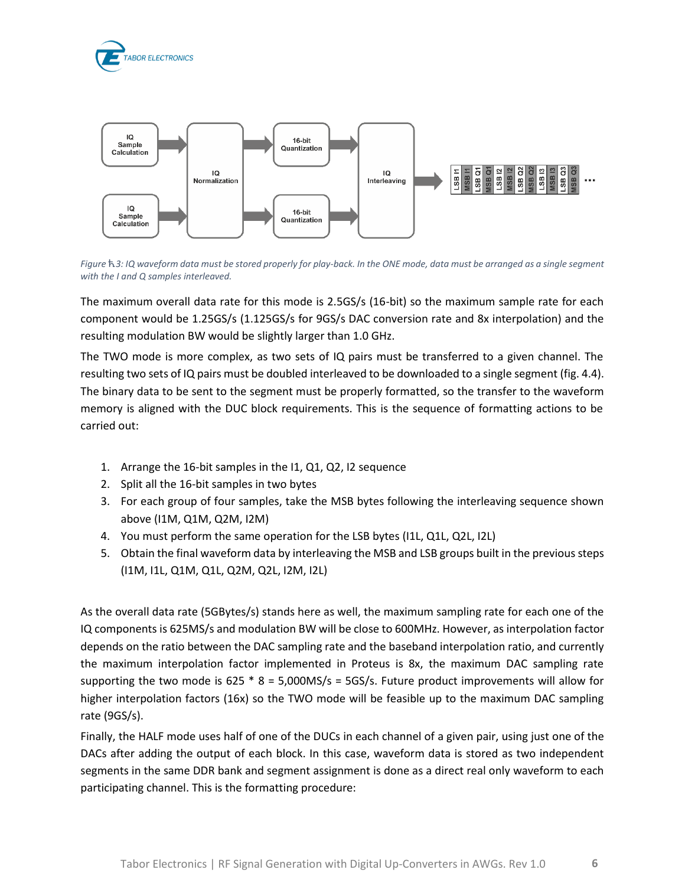IQ Sample Calculation

IQ Sample Calculation

IQ Normalization

16-bit Quantization

16-bit Quantization

IQ Interleaving

LSB I1 | MSB I1 | LSB Q1 | MSB Q1 | LSB I2 | MSB I2 | LSB Q2 | MSB Q2 | LSB I3 | MSB I3 | LSB Q3 | MSB Q3 ...

*Figure ħ3: IQ waveform data must be stored properly for play-back. In the ONE mode, data must be arranged as a single segment with the I and Q samples interleaved.*

The maximum overall data rate for this mode is 2.5GS/s (16-bit) so the maximum sample rate for each component would be 1.25GS/s (1.125GS/s for 9GS/s DAC conversion rate and 8x interpolation) and the resulting modulation BW would be slightly larger than 1.0 GHz.

The TWO mode is more complex, as two sets of IQ pairs must be transferred to a given channel. The resulting two sets of IQ pairs must be doubled interleaved to be downloaded to a single segment (fig. 4.4). The binary data to be sent to the segment must be properly formatted, so the transfer to the waveform memory is aligned with the DUC block requirements. This is the sequence of formatting actions to be carried out:

1. Arrange the 16-bit samples in the I1, Q1, Q2, I2 sequence
2. Split all the 16-bit samples in two bytes
3. For each group of four samples, take the MSB bytes following the interleaving sequence shown above (I1M, Q1M, Q2M, I2M)
4. You must perform the same operation for the LSB bytes (I1L, Q1L, Q2L, I2L)
5. Obtain the final waveform data by interleaving the MSB and LSB groups built in the previous steps (I1M, I1L, Q1M, Q1L, Q2M, Q2L, I2M, I2L)

As the overall data rate (5GBytes/s) stands here as well, the maximum sampling rate for each one of the IQ components is 625MS/s and modulation BW will be close to 600MHz. However, as interpolation factor depends on the ratio between the DAC sampling rate and the baseband interpolation ratio, and currently the maximum interpolation factor implemented in Proteus is 8x, the maximum DAC sampling rate supporting the two mode is 625 * 8 = 5,000MS/s = 5GS/s. Future product improvements will allow for higher interpolation factors (16x) so the TWO mode will be feasible up to the maximum DAC sampling rate (9GS/s).

Finally, the HALF mode uses half of one of the DUCs in each channel of a given pair, using just one of the DACs after adding the output of each block. In this case, waveform data is stored as two independent segments in the same DDR bank and segment assignment is done as a direct real only waveform to each participating channel. This is the formatting procedure: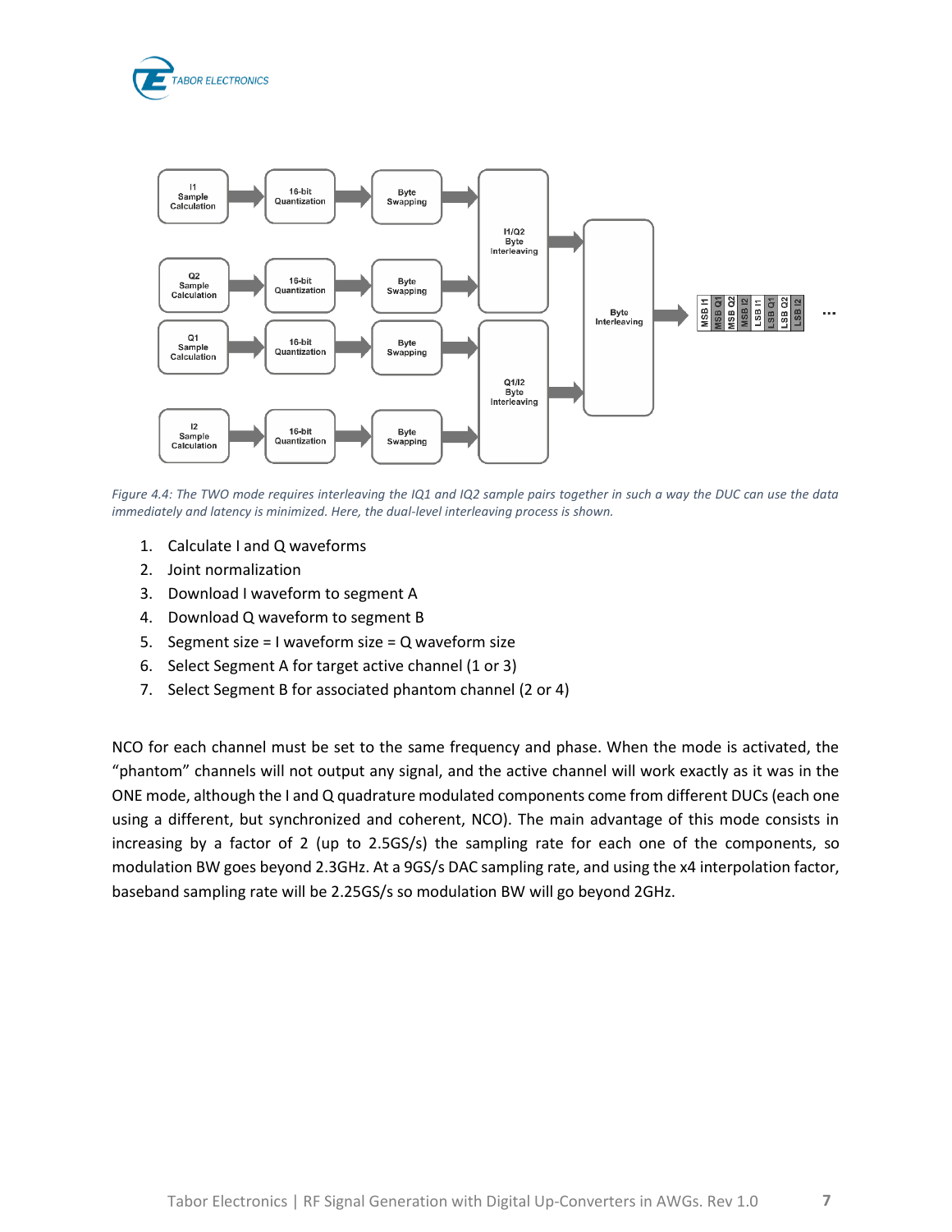*Figure 4.4: The TWO mode requires interleaving the IQ1 and IQ2 sample pairs together in such a way the DUC can use the data immediately and latency is minimized. Here, the dual-level interleaving process is shown.*

1. Calculate I and Q waveforms
2. Joint normalization
3. Download I waveform to segment A
4. Download Q waveform to segment B
5. Segment size = I waveform size = Q waveform size
6. Select Segment A for target active channel (1 or 3)
7. Select Segment B for associated phantom channel (2 or 4)

NCO for each channel must be set to the same frequency and phase. When the mode is activated, the "phantom" channels will not output any signal, and the active channel will work exactly as it was in the ONE mode, although the I and Q quadrature modulated components come from different DUCs (each one using a different, but synchronized and coherent, NCO). The main advantage of this mode consists in increasing by a factor of 2 (up to 2.5GS/s) the sampling rate for each one of the components, so modulation BW goes beyond 2.3GHz. At a 9GS/s DAC sampling rate, and using the x4 interpolation factor, baseband sampling rate will be 2.25GS/s so modulation BW will go beyond 2GHz.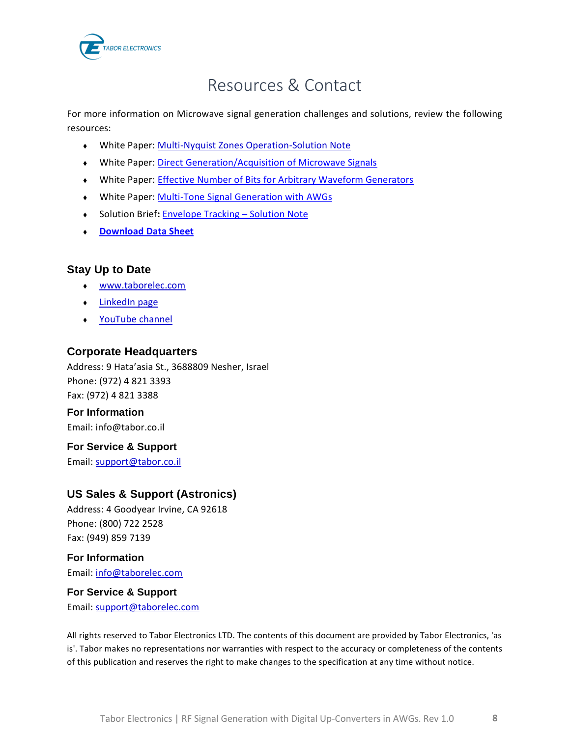# Resources & Contact

For more information on Microwave signal generation challenges and solutions, review the following resources:

- White Paper: Multi-Nyquist Zones Operation-Solution Note
- White Paper: Direct Generation/Acquisition of Microwave Signals
- White Paper: Effective Number of Bits for Arbitrary Waveform Generators
- White Paper: Multi-Tone Signal Generation with AWGs
- Solution Brief**:** Envelope Tracking – Solution Note
- **Download Data Sheet**

## Stay Up to Date

- www.taborelec.com
- LinkedIn page
- YouTube channel

## Corporate Headquarters

Address: 9 Hata'asia St., 3688809 Nesher, Israel
Phone: (972) 4 821 3393
Fax: (972) 4 821 3388

### For Information

Email: info@tabor.co.il

### For Service & Support

Email: support@tabor.co.il

## US Sales & Support (Astronics)

Address: 4 Goodyear Irvine, CA 92618
Phone: (800) 722 2528
Fax: (949) 859 7139

### For Information

Email: info@taborelec.com

### For Service & Support

Email: support@taborelec.com

All rights reserved to Tabor Electronics LTD. The contents of this document are provided by Tabor Electronics, 'as is'. Tabor makes no representations nor warranties with respect to the accuracy or completeness of the contents of this publication and reserves the right to make changes to the specification at any time without notice.